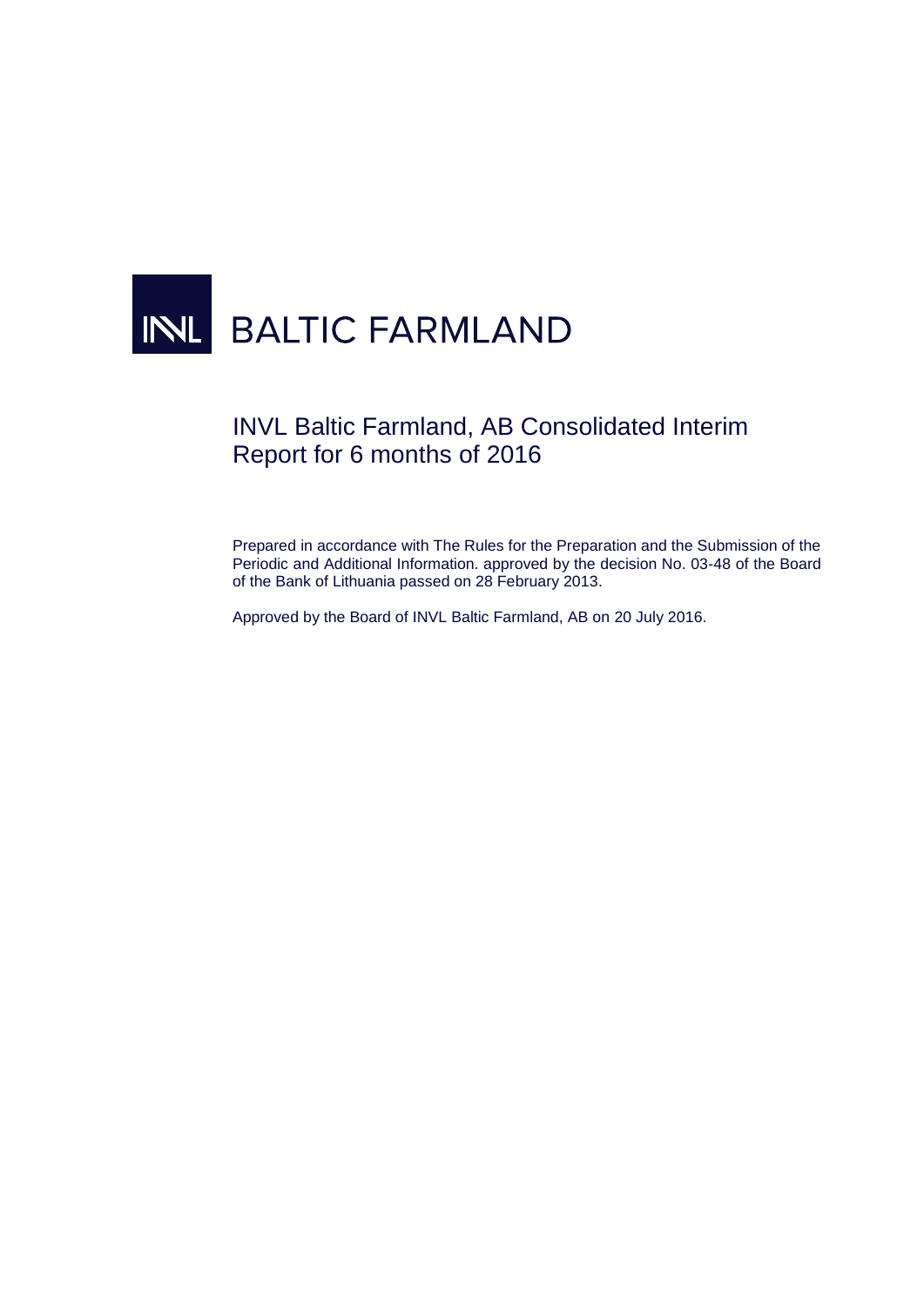# INVL BALTIC FARMLAND

## INVL Baltic Farmland, AB Consolidated Interim Report for 6 months of 2016

Prepared in accordance with The Rules for the Preparation and the Submission of the Periodic and Additional Information. approved by the decision No. 03-48 of the Board of the Bank of Lithuania passed on 28 February 2013.

Approved by the Board of INVL Baltic Farmland, AB on 20 July 2016.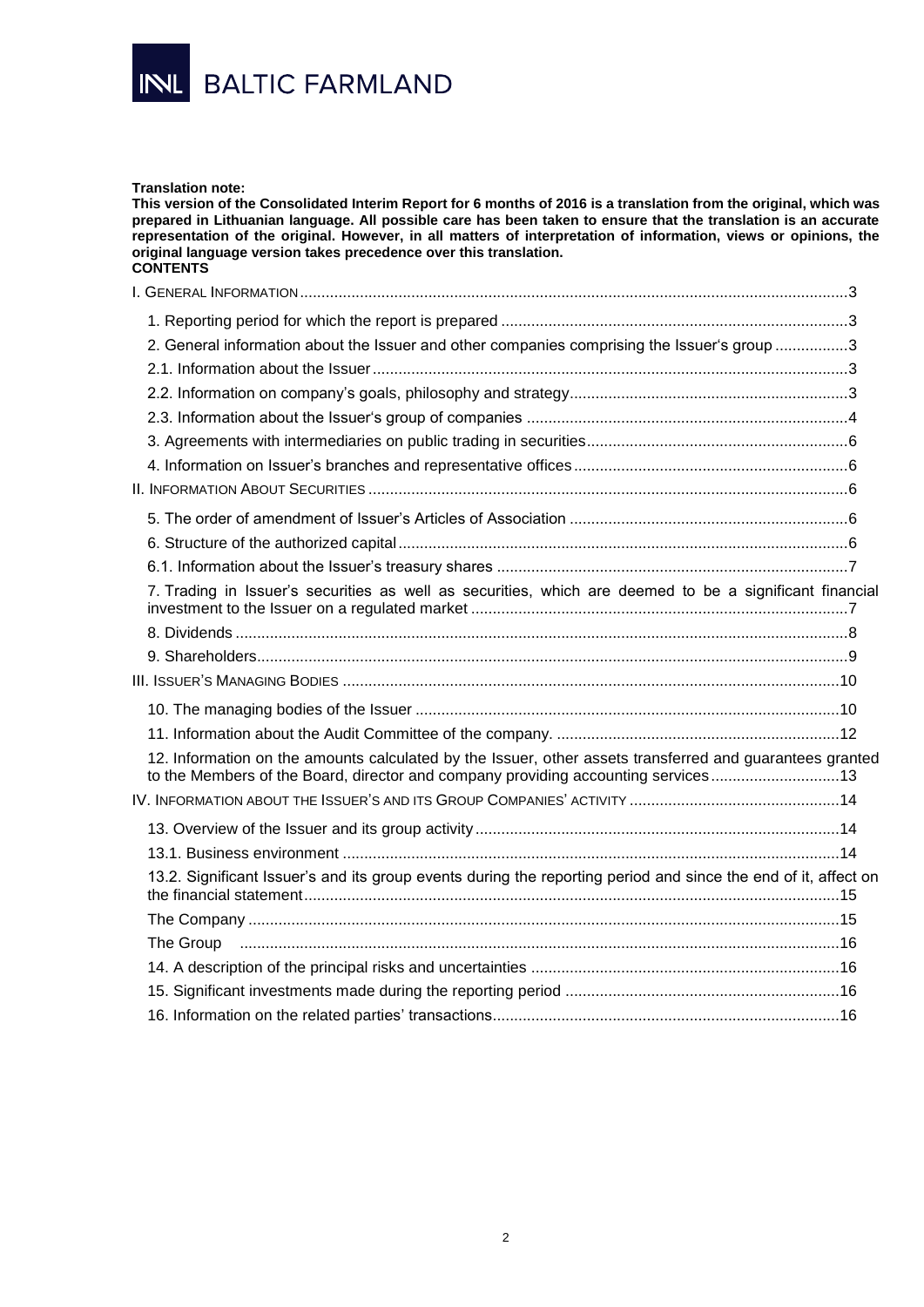**Translation note:**
**This version of the Consolidated Interim Report for 6 months of 2016 is a translation from the original, which was prepared in Lithuanian language. All possible care has been taken to ensure that the translation is an accurate representation of the original. However, in all matters of interpretation of information, views or opinions, the original language version takes precedence over this translation.**

**CONTENTS**

I. GENERAL INFORMATION ..... 3
- 1. Reporting period for which the report is prepared ..... 3
- 2. General information about the Issuer and other companies comprising the Issuer's group ..... 3
- 2.1. Information about the Issuer ..... 3
- 2.2. Information on company's goals, philosophy and strategy ..... 3
- 2.3. Information about the Issuer's group of companies ..... 4
- 3. Agreements with intermediaries on public trading in securities ..... 6
- 4. Information on Issuer's branches and representative offices ..... 6

II. INFORMATION ABOUT SECURITIES ..... 6
- 5. The order of amendment of Issuer's Articles of Association ..... 6
- 6. Structure of the authorized capital ..... 6
- 6.1. Information about the Issuer's treasury shares ..... 7
- 7. Trading in Issuer's securities as well as securities, which are deemed to be a significant financial investment to the Issuer on a regulated market ..... 7
- 8. Dividends ..... 8
- 9. Shareholders ..... 9

III. ISSUER'S MANAGING BODIES ..... 10
- 10. The managing bodies of the Issuer ..... 10
- 11. Information about the Audit Committee of the company. ..... 12
- 12. Information on the amounts calculated by the Issuer, other assets transferred and guarantees granted to the Members of the Board, director and company providing accounting services ..... 13

IV. INFORMATION ABOUT THE ISSUER'S AND ITS GROUP COMPANIES' ACTIVITY ..... 14
- 13. Overview of the Issuer and its group activity ..... 14
- 13.1. Business environment ..... 14
- 13.2. Significant Issuer's and its group events during the reporting period and since the end of it, affect on the financial statement ..... 15
- The Company ..... 15
- The Group ..... 16
- 14. A description of the principal risks and uncertainties ..... 16
- 15. Significant investments made during the reporting period ..... 16
- 16. Information on the related parties' transactions ..... 16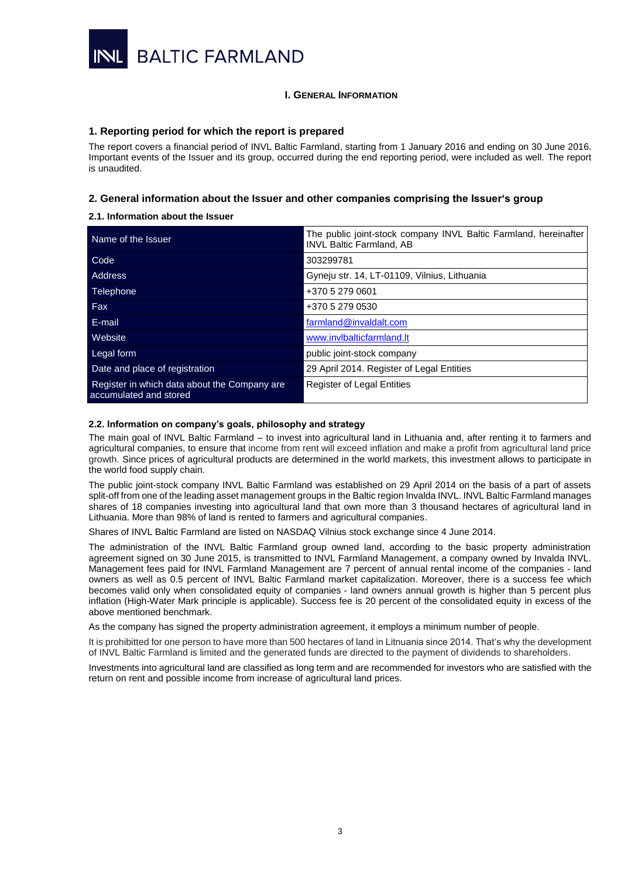# I. GENERAL INFORMATION

## 1. Reporting period for which the report is prepared

The report covers a financial period of INVL Baltic Farmland, starting from 1 January 2016 and ending on 30 June 2016. Important events of the Issuer and its group, occurred during the end reporting period, were included as well. The report is unaudited.

## 2. General information about the Issuer and other companies comprising the Issuer's group

### 2.1. Information about the Issuer

| Name of the Issuer | The public joint-stock company INVL Baltic Farmland, hereinafter INVL Baltic Farmland, AB |
|---|---|
| Code | 303299781 |
| Address | Gyneju str. 14, LT-01109, Vilnius, Lithuania |
| Telephone | +370 5 279 0601 |
| Fax | +370 5 279 0530 |
| E-mail | farmland@invaldalt.com |
| Website | www.invlbalticfarmland.lt |
| Legal form | public joint-stock company |
| Date and place of registration | 29 April 2014. Register of Legal Entities |
| Register in which data about the Company are accumulated and stored | Register of Legal Entities |

### 2.2. Information on company's goals, philosophy and strategy

The main goal of INVL Baltic Farmland – to invest into agricultural land in Lithuania and, after renting it to farmers and agricultural companies, to ensure that income from rent will exceed inflation and make a profit from agricultural land price growth. Since prices of agricultural products are determined in the world markets, this investment allows to participate in the world food supply chain.

The public joint-stock company INVL Baltic Farmland was established on 29 April 2014 on the basis of a part of assets split-off from one of the leading asset management groups in the Baltic region Invalda INVL. INVL Baltic Farmland manages shares of 18 companies investing into agricultural land that own more than 3 thousand hectares of agricultural land in Lithuania. More than 98% of land is rented to farmers and agricultural companies.

Shares of INVL Baltic Farmland are listed on NASDAQ Vilnius stock exchange since 4 June 2014.

The administration of the INVL Baltic Farmland group owned land, according to the basic property administration agreement signed on 30 June 2015, is transmitted to INVL Farmland Management, a company owned by Invalda INVL. Management fees paid for INVL Farmland Management are 7 percent of annual rental income of the companies - land owners as well as 0.5 percent of INVL Baltic Farmland market capitalization. Moreover, there is a success fee which becomes valid only when consolidated equity of companies - land owners annual growth is higher than 5 percent plus inflation (High-Water Mark principle is applicable). Success fee is 20 percent of the consolidated equity in excess of the above mentioned benchmark.

As the company has signed the property administration agreement, it employs a minimum number of people.

It is prohibitted for one person to have more than 500 hectares of land in Litnuania since 2014. That's why the development of INVL Baltic Farmland is limited and the generated funds are directed to the payment of dividends to shareholders.

Investments into agricultural land are classified as long term and are recommended for investors who are satisfied with the return on rent and possible income from increase of agricultural land prices.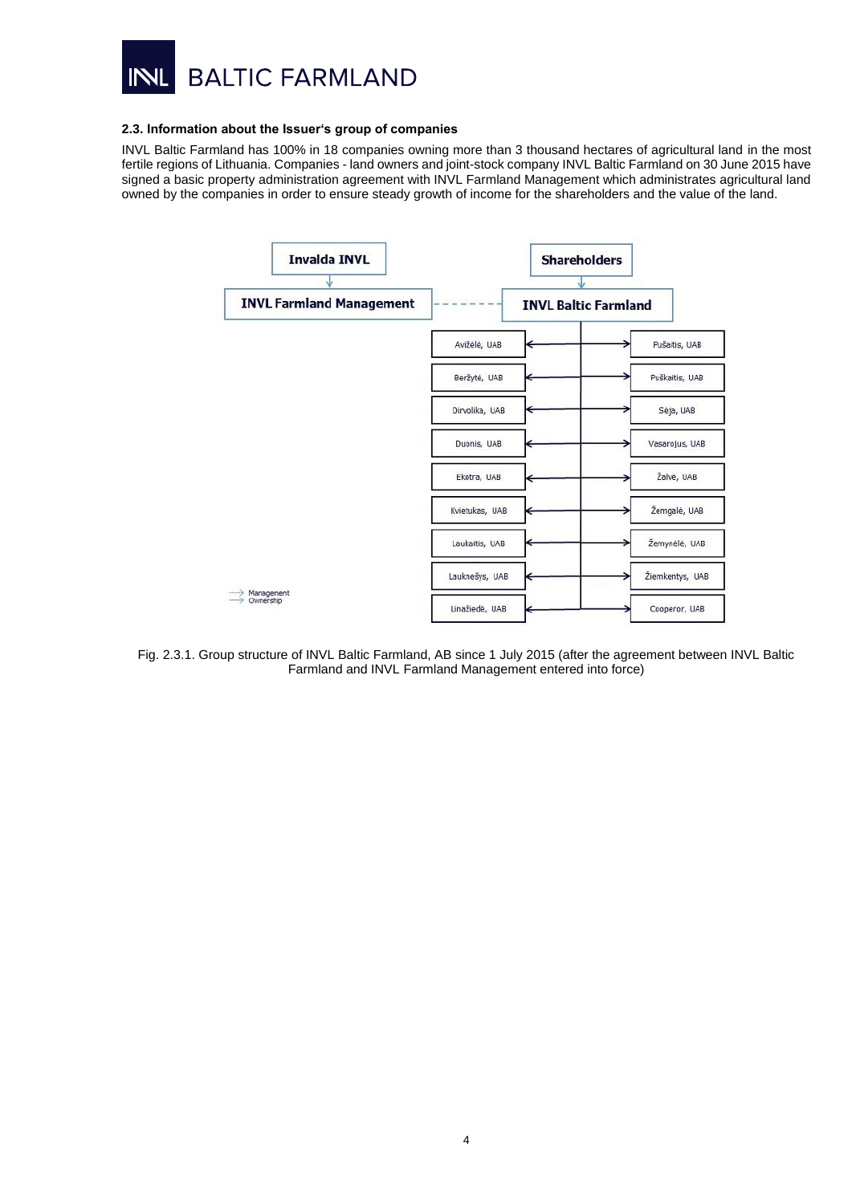### 2.3. Information about the Issuer's group of companies

INVL Baltic Farmland has 100% in 18 companies owning more than 3 thousand hectares of agricultural land in the most fertile regions of Lithuania. Companies - land owners and joint-stock company INVL Baltic Farmland on 30 June 2015 have signed a basic property administration agreement with INVL Farmland Management which administrates agricultural land owned by the companies in order to ensure steady growth of income for the shareholders and the value of the land.

Invalda INVL → INVL Farmland Management

Shareholders → INVL Baltic Farmland

INVL Farmland Management - - - INVL Baltic Farmland

INVL Baltic Farmland →

| | |
|---|---|
| Avižėlė, UAB | Pušaitis, UAB |
| Beržytė, UAB | Puškaitis, UAB |
| Dirvolika, UAB | Sėja, UAB |
| Duonis, UAB | Vasarojus, UAB |
| Ekotra, UAB | Žalve, UAB |
| Kvietukas, UAB | Žemgalė, UAB |
| Laukaitis, UAB | Žemynėlė, UAB |
| Lauknešys, UAB | Žiemkentys, UAB |
| Linažiedė, UAB | Cooperor, UAB |

Management
Ownership

Fig. 2.3.1. Group structure of INVL Baltic Farmland, AB since 1 July 2015 (after the agreement between INVL Baltic Farmland and INVL Farmland Management entered into force)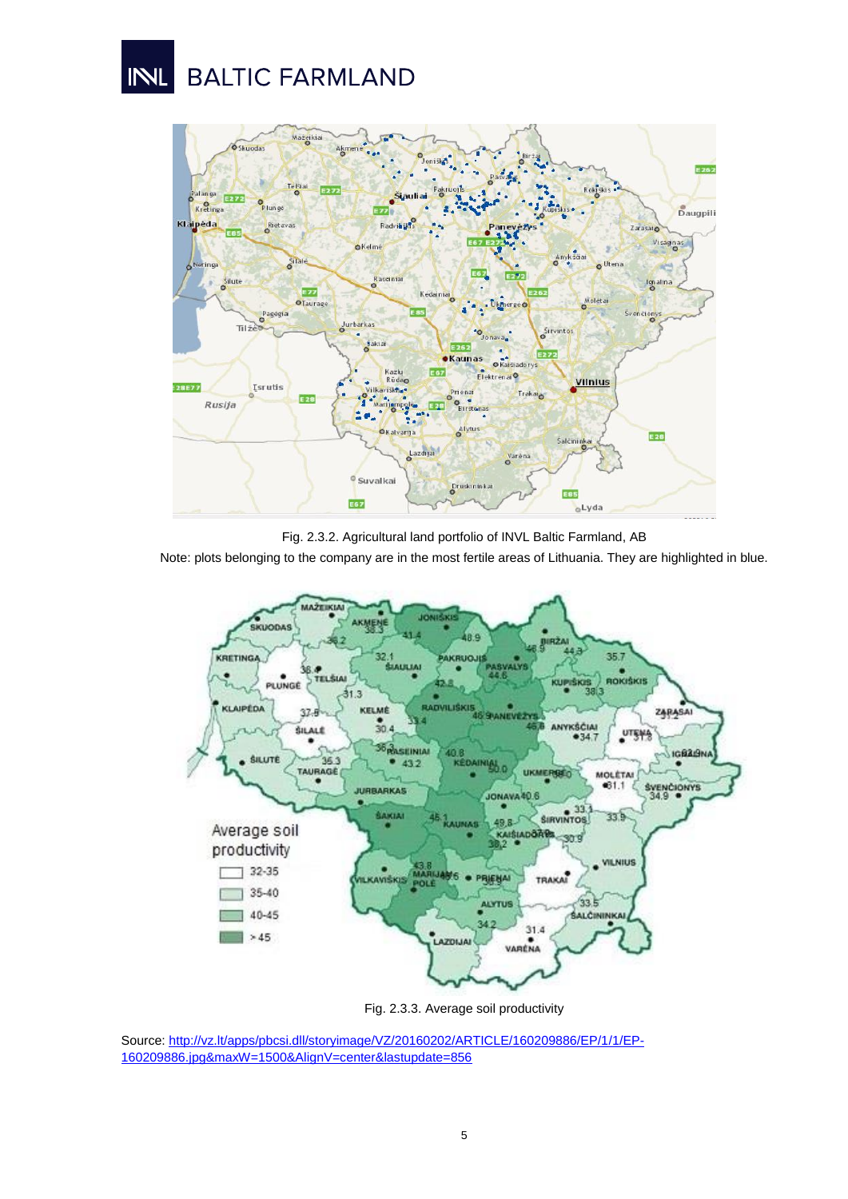Fig. 2.3.2. Agricultural land portfolio of INVL Baltic Farmland, AB

Note: plots belonging to the company are in the most fertile areas of Lithuania. They are highlighted in blue.

Fig. 2.3.3. Average soil productivity

Source: [http://vz.lt/apps/pbcsi.dll/storyimage/VZ/20160202/ARTICLE/160209886/EP/1/1/EP-160209886.jpg&maxW=1500&AlignV=center&lastupdate=856](http://vz.lt/apps/pbcsi.dll/storyimage/VZ/20160202/ARTICLE/160209886/EP/1/1/EP-160209886.jpg&maxW=1500&AlignV=center&lastupdate=856)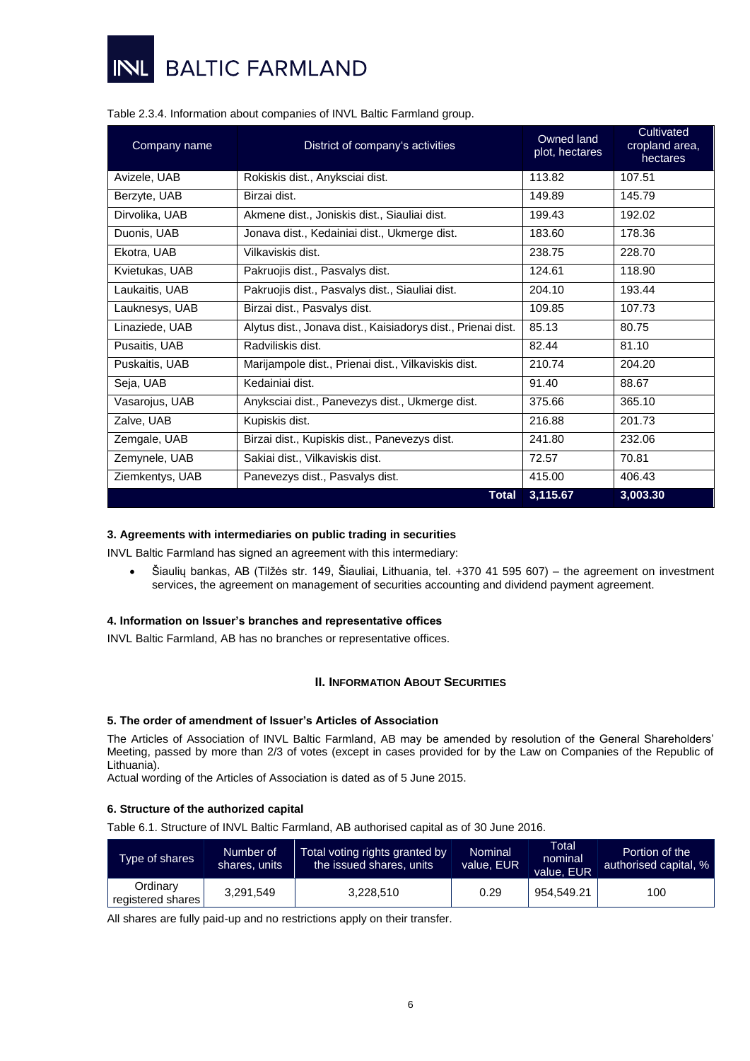Table 2.3.4. Information about companies of INVL Baltic Farmland group.

| Company name | District of company's activities | Owned land plot, hectares | Cultivated cropland area, hectares |
|---|---|---|---|
| Avizele, UAB | Rokiskis dist., Anyksciai dist. | 113.82 | 107.51 |
| Berzyte, UAB | Birzai dist. | 149.89 | 145.79 |
| Dirvolika, UAB | Akmene dist., Joniskis dist., Siauliai dist. | 199.43 | 192.02 |
| Duonis, UAB | Jonava dist., Kedainiai dist., Ukmerge dist. | 183.60 | 178.36 |
| Ekotra, UAB | Vilkaviskis dist. | 238.75 | 228.70 |
| Kvietukas, UAB | Pakruojis dist., Pasvalys dist. | 124.61 | 118.90 |
| Laukaitis, UAB | Pakruojis dist., Pasvalys dist., Siauliai dist. | 204.10 | 193.44 |
| Lauknesys, UAB | Birzai dist., Pasvalys dist. | 109.85 | 107.73 |
| Linaziede, UAB | Alytus dist., Jonava dist., Kaisiadorys dist., Prienai dist. | 85.13 | 80.75 |
| Pusaitis, UAB | Radviliskis dist. | 82.44 | 81.10 |
| Puskaitis, UAB | Marijampole dist., Prienai dist., Vilkaviskis dist. | 210.74 | 204.20 |
| Seja, UAB | Kedainiai dist. | 91.40 | 88.67 |
| Vasarojus, UAB | Anyksciai dist., Panevezys dist., Ukmerge dist. | 375.66 | 365.10 |
| Zalve, UAB | Kupiskis dist. | 216.88 | 201.73 |
| Zemgale, UAB | Birzai dist., Kupiskis dist., Panevezys dist. | 241.80 | 232.06 |
| Zemynele, UAB | Sakiai dist., Vilkaviskis dist. | 72.57 | 70.81 |
| Ziemkentys, UAB | Panevezys dist., Pasvalys dist. | 415.00 | 406.43 |
| | **Total** | **3,115.67** | **3,003.30** |

### 3. Agreements with intermediaries on public trading in securities

INVL Baltic Farmland has signed an agreement with this intermediary:

- Šiaulių bankas, AB (Tilžės str. 149, Šiauliai, Lithuania, tel. +370 41 595 607) – the agreement on investment services, the agreement on management of securities accounting and dividend payment agreement.

### 4. Information on Issuer's branches and representative offices

INVL Baltic Farmland, AB has no branches or representative offices.

## II. INFORMATION ABOUT SECURITIES

### 5. The order of amendment of Issuer's Articles of Association

The Articles of Association of INVL Baltic Farmland, AB may be amended by resolution of the General Shareholders' Meeting, passed by more than 2/3 of votes (except in cases provided for by the Law on Companies of the Republic of Lithuania).
Actual wording of the Articles of Association is dated as of 5 June 2015.

### 6. Structure of the authorized capital

Table 6.1. Structure of INVL Baltic Farmland, AB authorised capital as of 30 June 2016.

| Type of shares | Number of shares, units | Total voting rights granted by the issued shares, units | Nominal value, EUR | Total nominal value, EUR | Portion of the authorised capital, % |
|---|---|---|---|---|---|
| Ordinary registered shares | 3,291,549 | 3,228,510 | 0.29 | 954,549.21 | 100 |

All shares are fully paid-up and no restrictions apply on their transfer.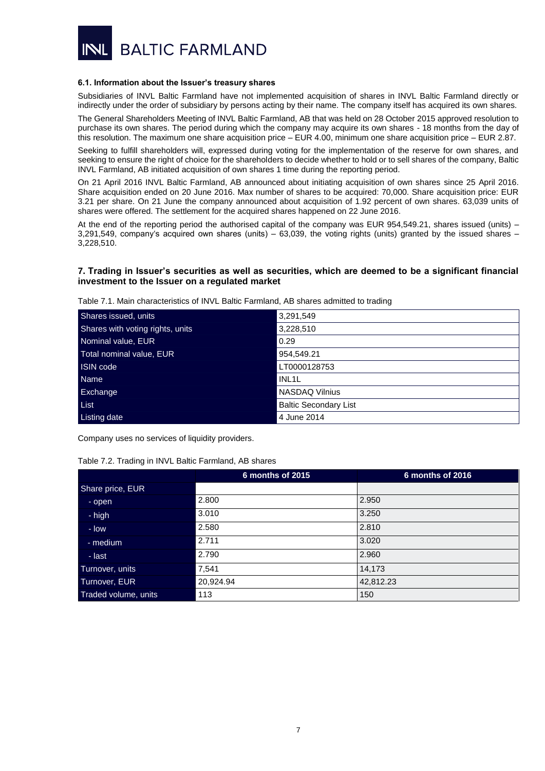### 6.1. Information about the Issuer's treasury shares

Subsidiaries of INVL Baltic Farmland have not implemented acquisition of shares in INVL Baltic Farmland directly or indirectly under the order of subsidiary by persons acting by their name. The company itself has acquired its own shares.

The General Shareholders Meeting of INVL Baltic Farmland, AB that was held on 28 October 2015 approved resolution to purchase its own shares. The period during which the company may acquire its own shares - 18 months from the day of this resolution. The maximum one share acquisition price – EUR 4.00, minimum one share acquisition price – EUR 2.87.

Seeking to fulfill shareholders will, expressed during voting for the implementation of the reserve for own shares, and seeking to ensure the right of choice for the shareholders to decide whether to hold or to sell shares of the company, Baltic INVL Farmland, AB initiated acquisition of own shares 1 time during the reporting period.

On 21 April 2016 INVL Baltic Farmland, AB announced about initiating acquisition of own shares since 25 April 2016. Share acquisition ended on 20 June 2016. Max number of shares to be acquired: 70,000. Share acquisition price: EUR 3.21 per share. On 21 June the company announced about acquisition of 1.92 percent of own shares. 63,039 units of shares were offered. The settlement for the acquired shares happened on 22 June 2016.

At the end of the reporting period the authorised capital of the company was EUR 954,549.21, shares issued (units) – 3,291,549, company's acquired own shares (units) – 63,039, the voting rights (units) granted by the issued shares – 3,228,510.

## 7. Trading in Issuer's securities as well as securities, which are deemed to be a significant financial investment to the Issuer on a regulated market

Table 7.1. Main characteristics of INVL Baltic Farmland, AB shares admitted to trading

| | |
|---|---|
| Shares issued, units | 3,291,549 |
| Shares with voting rights, units | 3,228,510 |
| Nominal value, EUR | 0.29 |
| Total nominal value, EUR | 954,549.21 |
| ISIN code | LT0000128753 |
| Name | INL1L |
| Exchange | NASDAQ Vilnius |
| List | Baltic Secondary List |
| Listing date | 4 June 2014 |

Company uses no services of liquidity providers.

Table 7.2. Trading in INVL Baltic Farmland, AB shares

| | 6 months of 2015 | 6 months of 2016 |
|---|---|---|
| Share price, EUR | | |
| - open | 2.800 | 2.950 |
| - high | 3.010 | 3.250 |
| - low | 2.580 | 2.810 |
| - medium | 2.711 | 3.020 |
| - last | 2.790 | 2.960 |
| Turnover, units | 7,541 | 14,173 |
| Turnover, EUR | 20,924.94 | 42,812.23 |
| Traded volume, units | 113 | 150 |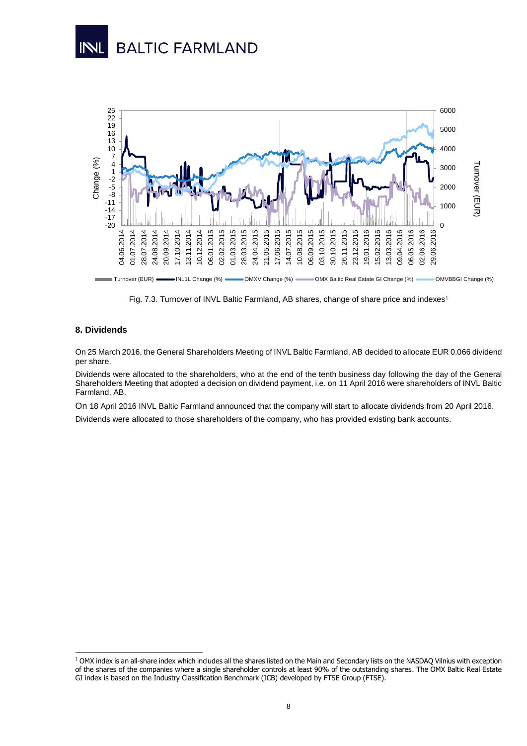Fig. 7.3. Turnover of INVL Baltic Farmland, AB shares, change of share price and indexes[1]

## 8. Dividends

On 25 March 2016, the General Shareholders Meeting of INVL Baltic Farmland, AB decided to allocate EUR 0.066 dividend per share.

Dividends were allocated to the shareholders, who at the end of the tenth business day following the day of the General Shareholders Meeting that adopted a decision on dividend payment, i.e. on 11 April 2016 were shareholders of INVL Baltic Farmland, AB.

On 18 April 2016 INVL Baltic Farmland announced that the company will start to allocate dividends from 20 April 2016.

Dividends were allocated to those shareholders of the company, who has provided existing bank accounts.

[1] OMX index is an all-share index which includes all the shares listed on the Main and Secondary lists on the NASDAQ Vilnius with exception of the shares of the companies where a single shareholder controls at least 90% of the outstanding shares. The OMX Baltic Real Estate GI index is based on the Industry Classification Benchmark (ICB) developed by FTSE Group (FTSE).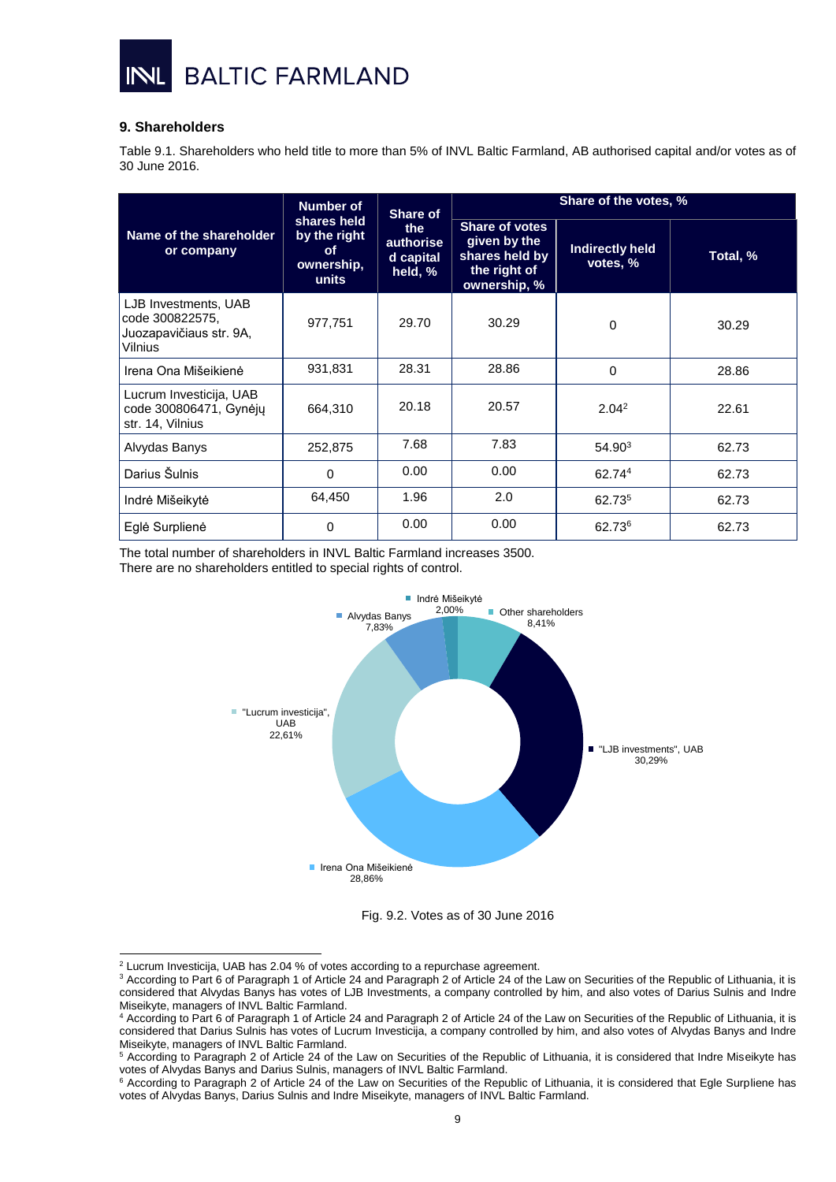## 9. Shareholders

Table 9.1. Shareholders who held title to more than 5% of INVL Baltic Farmland, AB authorised capital and/or votes as of 30 June 2016.

| Name of the shareholder or company | Number of shares held by the right of ownership, units | Share of the authorised capital held, % | Share of the votes, % | | |
|---|---|---|---|---|---|
| | | | Share of votes given by the shares held by the right of ownership, % | Indirectly held votes, % | Total, % |
| LJB Investments, UAB code 300822575, Juozapavičiaus str. 9A, Vilnius | 977,751 | 29.70 | 30.29 | 0 | 30.29 |
| Irena Ona Mišeikienė | 931,831 | 28.31 | 28.86 | 0 | 28.86 |
| Lucrum Investicija, UAB code 300806471, Gynėjų str. 14, Vilnius | 664,310 | 20.18 | 20.57 | 2.04[2] | 22.61 |
| Alvydas Banys | 252,875 | 7.68 | 7.83 | 54.90[3] | 62.73 |
| Darius Šulnis | 0 | 0.00 | 0.00 | 62.74[4] | 62.73 |
| Indrė Mišeikytė | 64,450 | 1.96 | 2.0 | 62.73[5] | 62.73 |
| Eglė Surplienė | 0 | 0.00 | 0.00 | 62.73[6] | 62.73 |

The total number of shareholders in INVL Baltic Farmland increases 3500.
There are no shareholders entitled to special rights of control.

Fig. 9.2. Votes as of 30 June 2016

---

[2] Lucrum Investicija, UAB has 2.04 % of votes according to a repurchase agreement.

[3] According to Part 6 of Paragraph 1 of Article 24 and Paragraph 2 of Article 24 of the Law on Securities of the Republic of Lithuania, it is considered that Alvydas Banys has votes of LJB Investments, a company controlled by him, and also votes of Darius Sulnis and Indre Miseikyte, managers of INVL Baltic Farmland.

[4] According to Part 6 of Paragraph 1 of Article 24 and Paragraph 2 of Article 24 of the Law on Securities of the Republic of Lithuania, it is considered that Darius Sulnis has votes of Lucrum Investicija, a company controlled by him, and also votes of Alvydas Banys and Indre Miseikyte, managers of INVL Baltic Farmland.

[5] According to Paragraph 2 of Article 24 of the Law on Securities of the Republic of Lithuania, it is considered that Indre Miseikyte has votes of Alvydas Banys and Darius Sulnis, managers of INVL Baltic Farmland.

[6] According to Paragraph 2 of Article 24 of the Law on Securities of the Republic of Lithuania, it is considered that Egle Surpliene has votes of Alvydas Banys, Darius Sulnis and Indre Miseikyte, managers of INVL Baltic Farmland.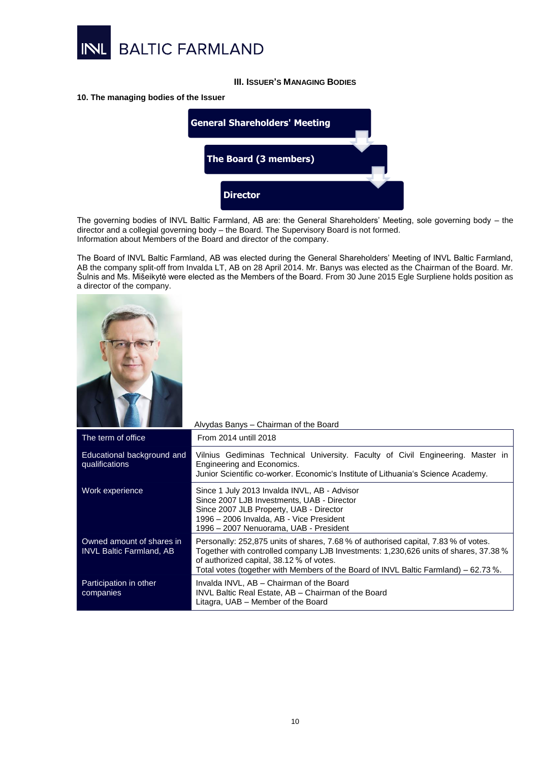## III. Issuer's Managing Bodies

**10. The managing bodies of the Issuer**

**General Shareholders' Meeting**

**The Board (3 members)**

**Director**

The governing bodies of INVL Baltic Farmland, AB are: the General Shareholders' Meeting, sole governing body – the director and a collegial governing body – the Board. The Supervisory Board is not formed.
Information about Members of the Board and director of the company.

The Board of INVL Baltic Farmland, AB was elected during the General Shareholders' Meeting of INVL Baltic Farmland, AB the company split-off from Invalda LT, AB on 28 April 2014. Mr. Banys was elected as the Chairman of the Board. Mr. Šulnis and Ms. Mišeikytė were elected as the Members of the Board. From 30 June 2015 Egle Surpliene holds position as a director of the company.

Alvydas Banys – Chairman of the Board

| | |
|---|---|
| The term of office | From 2014 untill 2018 |
| Educational background and qualifications | Vilnius Gediminas Technical University. Faculty of Civil Engineering. Master in Engineering and Economics.<br>Junior Scientific co-worker. Economic's Institute of Lithuania's Science Academy. |
| Work experience | Since 1 July 2013 Invalda INVL, AB - Advisor<br>Since 2007 LJB Investments, UAB - Director<br>Since 2007 JLB Property, UAB - Director<br>1996 – 2006 Invalda, AB - Vice President<br>1996 – 2007 Nenuorama, UAB - President |
| Owned amount of shares in INVL Baltic Farmland, AB | Personally: 252,875 units of shares, 7.68 % of authorised capital, 7.83 % of votes.<br>Together with controlled company LJB Investments: 1,230,626 units of shares, 37.38 % of authorized capital, 38.12 % of votes.<br>Total votes (together with Members of the Board of INVL Baltic Farmland) – 62.73 %. |
| Participation in other companies | Invalda INVL, AB – Chairman of the Board<br>INVL Baltic Real Estate, AB – Chairman of the Board<br>Litagra, UAB – Member of the Board |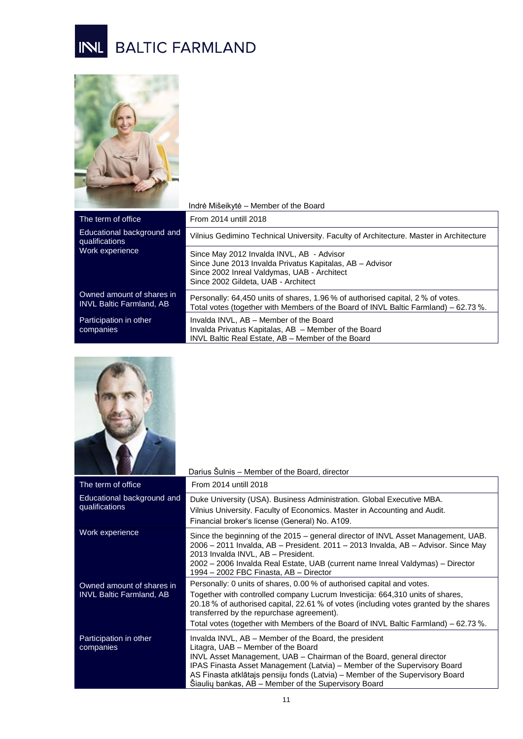Indrė Mišeikytė – Member of the Board

| | |
|---|---|
| The term of office | From 2014 untill 2018 |
| Educational background and qualifications | Vilnius Gedimino Technical University. Faculty of Architecture. Master in Architecture |
| Work experience | Since May 2012 Invalda INVL, AB - Advisor<br>Since June 2013 Invalda Privatus Kapitalas, AB – Advisor<br>Since 2002 Inreal Valdymas, UAB - Architect<br>Since 2002 Gildeta, UAB - Architect |
| Owned amount of shares in INVL Baltic Farmland, AB | Personally: 64,450 units of shares, 1.96 % of authorised capital, 2 % of votes.<br>Total votes (together with Members of the Board of INVL Baltic Farmland) – 62.73 %. |
| Participation in other companies | Invalda INVL, AB – Member of the Board<br>Invalda Privatus Kapitalas, AB – Member of the Board<br>INVL Baltic Real Estate, AB – Member of the Board |

Darius Šulnis – Member of the Board, director

| | |
|---|---|
| The term of office | From 2014 untill 2018 |
| Educational background and qualifications | Duke University (USA). Business Administration. Global Executive MBA.<br>Vilnius University. Faculty of Economics. Master in Accounting and Audit.<br>Financial broker's license (General) No. A109. |
| Work experience | Since the beginning of the 2015 – general director of INVL Asset Management, UAB.<br>2006 – 2011 Invalda, AB – President. 2011 – 2013 Invalda, AB – Advisor. Since May 2013 Invalda INVL, AB – President.<br>2002 – 2006 Invalda Real Estate, UAB (current name Inreal Valdymas) – Director<br>1994 – 2002 FBC Finasta, AB – Director |
| Owned amount of shares in INVL Baltic Farmland, AB | Personally: 0 units of shares, 0.00 % of authorised capital and votes.<br>Together with controlled company Lucrum Investicija: 664,310 units of shares, 20.18 % of authorised capital, 22.61 % of votes (including votes granted by the shares transferred by the repurchase agreement).<br>Total votes (together with Members of the Board of INVL Baltic Farmland) – 62.73 %. |
| Participation in other companies | Invalda INVL, AB – Member of the Board, the president<br>Litagra, UAB – Member of the Board<br>INVL Asset Management, UAB – Chairman of the Board, general director<br>IPAS Finasta Asset Management (Latvia) – Member of the Supervisory Board<br>AS Finasta atklātajs pensiju fonds (Latvia) – Member of the Supervisory Board<br>Šiaulių bankas, AB – Member of the Supervisory Board |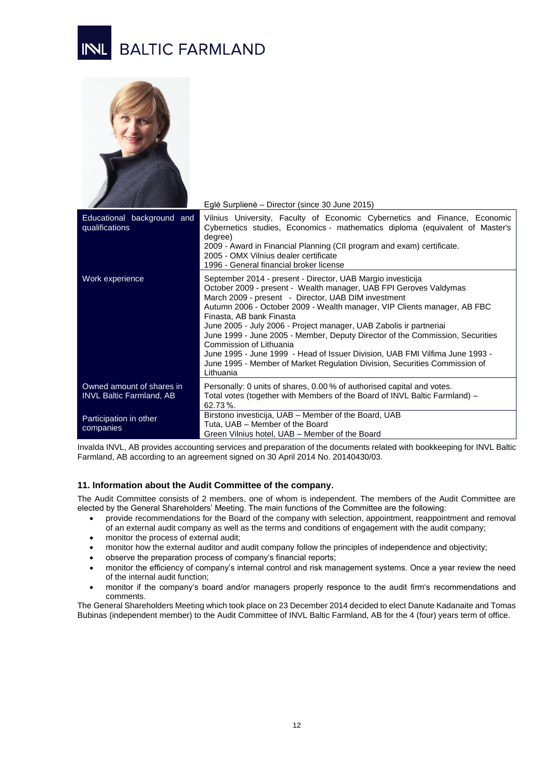Eglė Surplienė – Director (since 30 June 2015)

| | |
|---|---|
| Educational background and qualifications | Vilnius University, Faculty of Economic Cybernetics and Finance, Economic Cybernetics studies, Economics - mathematics diploma (equivalent of Master's degree)<br>2009 - Award in Financial Planning (CII program and exam) certificate.<br>2005 - OMX Vilnius dealer certificate<br>1996 - General financial broker license |
| Work experience | September 2014 - present - Director, UAB Margio investicija<br>October 2009 - present - Wealth manager, UAB FPI Geroves Valdymas<br>March 2009 - present - Director, UAB DIM investment<br>Autumn 2006 - October 2009 - Wealth manager, VIP Clients manager, AB FBC Finasta, AB bank Finasta<br>June 2005 - July 2006 - Project manager, UAB Zabolis ir partneriai<br>June 1999 - June 2005 - Member, Deputy Director of the Commission, Securities Commission of Lithuania<br>June 1995 - June 1999 - Head of Issuer Division, UAB FMI Vilfima June 1993 - June 1995 - Member of Market Regulation Division, Securities Commission of Lithuania |
| Owned amount of shares in INVL Baltic Farmland, AB | Personally: 0 units of shares, 0.00 % of authorised capital and votes.<br>Total votes (together with Members of the Board of INVL Baltic Farmland) – 62.73 %. |
| Participation in other companies | Birstono investicija, UAB – Member of the Board, UAB<br>Tuta, UAB – Member of the Board<br>Green Vilnius hotel, UAB – Member of the Board |

Invalda INVL, AB provides accounting services and preparation of the documents related with bookkeeping for INVL Baltic Farmland, AB according to an agreement signed on 30 April 2014 No. 20140430/03.

## 11. Information about the Audit Committee of the company.

The Audit Committee consists of 2 members, one of whom is independent. The members of the Audit Committee are elected by the General Shareholders' Meeting. The main functions of the Committee are the following:

- provide recommendations for the Board of the company with selection, appointment, reappointment and removal of an external audit company as well as the terms and conditions of engagement with the audit company;
- monitor the process of external audit;
- monitor how the external auditor and audit company follow the principles of independence and objectivity;
- observe the preparation process of company's financial reports;
- monitor the efficiency of company's internal control and risk management systems. Once a year review the need of the internal audit function;
- monitor if the company's board and/or managers properly responce to the audit firm's recommendations and comments.

The General Shareholders Meeting which took place on 23 December 2014 decided to elect Danute Kadanaite and Tomas Bubinas (independent member) to the Audit Committee of INVL Baltic Farmland, AB for the 4 (four) years term of office.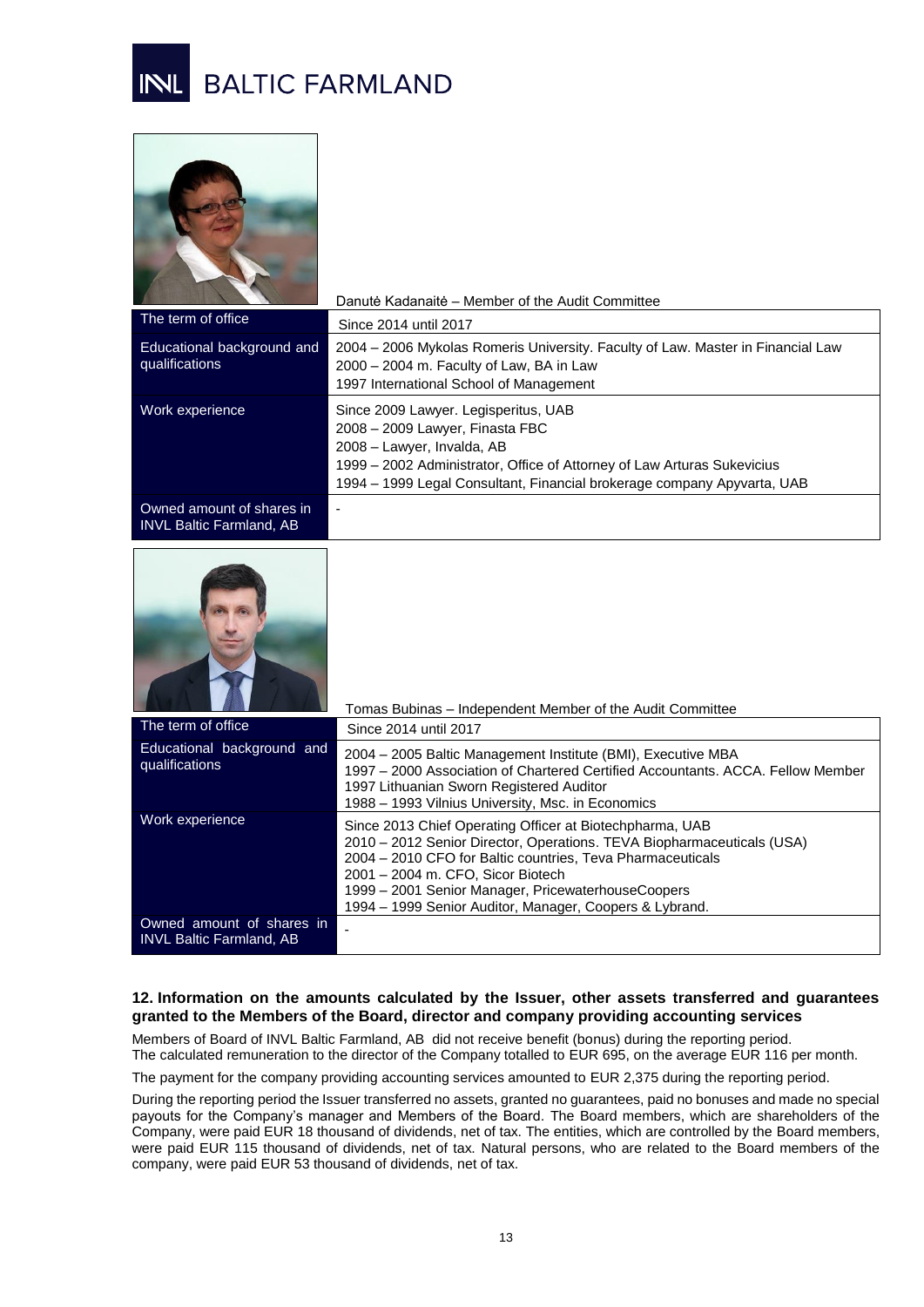Danutė Kadanaitė – Member of the Audit Committee

| The term of office | Since 2014 until 2017 |
| --- | --- |
| Educational background and qualifications | 2004 – 2006 Mykolas Romeris University. Faculty of Law. Master in Financial Law<br>2000 – 2004 m. Faculty of Law, BA in Law<br>1997 International School of Management |
| Work experience | Since 2009 Lawyer. Legisperitus, UAB<br>2008 – 2009 Lawyer, Finasta FBC<br>2008 – Lawyer, Invalda, AB<br>1999 – 2002 Administrator, Office of Attorney of Law Arturas Sukevicius<br>1994 – 1999 Legal Consultant, Financial brokerage company Apyvarta, UAB |
| Owned amount of shares in INVL Baltic Farmland, AB | - |

Tomas Bubinas – Independent Member of the Audit Committee

| The term of office | Since 2014 until 2017 |
| --- | --- |
| Educational background and qualifications | 2004 – 2005 Baltic Management Institute (BMI), Executive MBA<br>1997 – 2000 Association of Chartered Certified Accountants. ACCA. Fellow Member<br>1997 Lithuanian Sworn Registered Auditor<br>1988 – 1993 Vilnius University, Msc. in Economics |
| Work experience | Since 2013 Chief Operating Officer at Biotechpharma, UAB<br>2010 – 2012 Senior Director, Operations. TEVA Biopharmaceuticals (USA)<br>2004 – 2010 CFO for Baltic countries, Teva Pharmaceuticals<br>2001 – 2004 m. CFO, Sicor Biotech<br>1999 – 2001 Senior Manager, PricewaterhouseCoopers<br>1994 – 1999 Senior Auditor, Manager, Coopers & Lybrand. |
| Owned amount of shares in INVL Baltic Farmland, AB | - |

## 12. Information on the amounts calculated by the Issuer, other assets transferred and guarantees granted to the Members of the Board, director and company providing accounting services

Members of Board of INVL Baltic Farmland, AB did not receive benefit (bonus) during the reporting period.
The calculated remuneration to the director of the Company totalled to EUR 695, on the average EUR 116 per month.

The payment for the company providing accounting services amounted to EUR 2,375 during the reporting period.

During the reporting period the Issuer transferred no assets, granted no guarantees, paid no bonuses and made no special payouts for the Company's manager and Members of the Board. The Board members, which are shareholders of the Company, were paid EUR 18 thousand of dividends, net of tax. The entities, which are controlled by the Board members, were paid EUR 115 thousand of dividends, net of tax. Natural persons, who are related to the Board members of the company, were paid EUR 53 thousand of dividends, net of tax.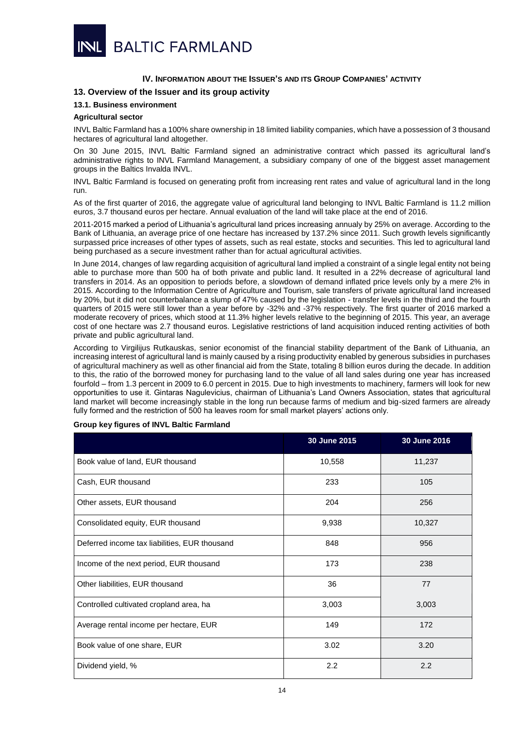## IV. INFORMATION ABOUT THE ISSUER'S AND ITS GROUP COMPANIES' ACTIVITY

### 13. Overview of the Issuer and its group activity

#### 13.1. Business environment

**Agricultural sector**

INVL Baltic Farmland has a 100% share ownership in 18 limited liability companies, which have a possession of 3 thousand hectares of agricultural land altogether.

On 30 June 2015, INVL Baltic Farmland signed an administrative contract which passed its agricultural land's administrative rights to INVL Farmland Management, a subsidiary company of one of the biggest asset management groups in the Baltics Invalda INVL.

INVL Baltic Farmland is focused on generating profit from increasing rent rates and value of agricultural land in the long run.

As of the first quarter of 2016, the aggregate value of agricultural land belonging to INVL Baltic Farmland is 11.2 million euros, 3.7 thousand euros per hectare. Annual evaluation of the land will take place at the end of 2016.

2011-2015 marked a period of Lithuania's agricultural land prices increasing annualy by 25% on average. According to the Bank of Lithuania, an average price of one hectare has increased by 137.2% since 2011. Such growth levels significantly surpassed price increases of other types of assets, such as real estate, stocks and securities. This led to agricultural land being purchased as a secure investment rather than for actual agricultural activities.

In June 2014, changes of law regarding acquisition of agricultural land implied a constraint of a single legal entity not being able to purchase more than 500 ha of both private and public land. It resulted in a 22% decrease of agricultural land transfers in 2014. As an opposition to periods before, a slowdown of demand inflated price levels only by a mere 2% in 2015. According to the Information Centre of Agriculture and Tourism, sale transfers of private agricultural land increased by 20%, but it did not counterbalance a slump of 47% caused by the legislation - transfer levels in the third and the fourth quarters of 2015 were still lower than a year before by -32% and -37% respectively. The first quarter of 2016 marked a moderate recovery of prices, which stood at 11.3% higher levels relative to the beginning of 2015. This year, an average cost of one hectare was 2.7 thousand euros. Legislative restrictions of land acquisition induced renting activities of both private and public agricultural land.

According to Virgilijus Rutkauskas, senior economist of the financial stability department of the Bank of Lithuania, an increasing interest of agricultural land is mainly caused by a rising productivity enabled by generous subsidies in purchases of agricultural machinery as well as other financial aid from the State, totaling 8 billion euros during the decade. In addition to this, the ratio of the borrowed money for purchasing land to the value of all land sales during one year has increased fourfold – from 1.3 percent in 2009 to 6.0 percent in 2015. Due to high investments to machinery, farmers will look for new opportunities to use it. Gintaras Nagulevicius, chairman of Lithuania's Land Owners Association, states that agricultural land market will become increasingly stable in the long run because farms of medium and big-sized farmers are already fully formed and the restriction of 500 ha leaves room for small market players' actions only.

**Group key figures of INVL Baltic Farmland**

| | 30 June 2015 | 30 June 2016 |
|---|---|---|
| Book value of land, EUR thousand | 10,558 | 11,237 |
| Cash, EUR thousand | 233 | 105 |
| Other assets, EUR thousand | 204 | 256 |
| Consolidated equity, EUR thousand | 9,938 | 10,327 |
| Deferred income tax liabilities, EUR thousand | 848 | 956 |
| Income of the next period, EUR thousand | 173 | 238 |
| Other liabilities, EUR thousand | 36 | 77 |
| Controlled cultivated cropland area, ha | 3,003 | 3,003 |
| Average rental income per hectare, EUR | 149 | 172 |
| Book value of one share, EUR | 3.02 | 3.20 |
| Dividend yield, % | 2.2 | 2.2 |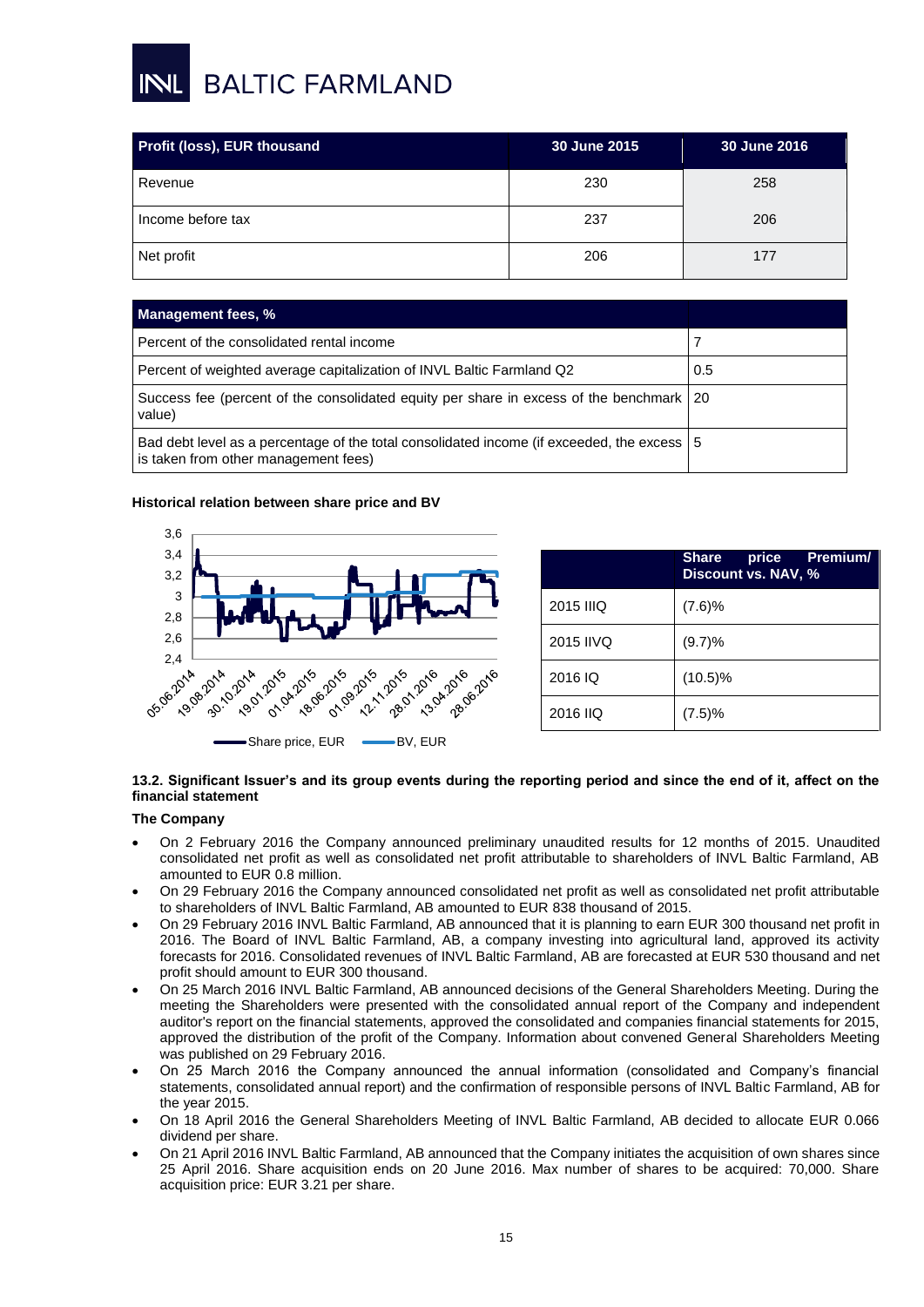| Profit (loss), EUR thousand | 30 June 2015 | 30 June 2016 |
|---|---|---|
| Revenue | 230 | 258 |
| Income before tax | 237 | 206 |
| Net profit | 206 | 177 |

| Management fees, % | |
|---|---|
| Percent of the consolidated rental income | 7 |
| Percent of weighted average capitalization of INVL Baltic Farmland Q2 | 0.5 |
| Success fee (percent of the consolidated equity per share in excess of the benchmark value) | 20 |
| Bad debt level as a percentage of the total consolidated income (if exceeded, the excess is taken from other management fees) | 5 |

**Historical relation between share price and BV**

3,6
3,4
3,2
3
2,8
2,6
2,4

05.06.2014 19.08.2014 30.10.2014 19.01.2015 01.04.2015 18.06.2015 01.09.2015 12.11.2015 28.01.2016 13.04.2016 28.06.2016

Share price, EUR BV, EUR

| | Share price Premium/ Discount vs. NAV, % |
|---|---|
| 2015 IIIQ | (7.6)% |
| 2015 IIVQ | (9.7)% |
| 2016 IQ | (10.5)% |
| 2016 IIQ | (7.5)% |

**13.2. Significant Issuer's and its group events during the reporting period and since the end of it, affect on the financial statement**

**The Company**

- On 2 February 2016 the Company announced preliminary unaudited results for 12 months of 2015. Unaudited consolidated net profit as well as consolidated net profit attributable to shareholders of INVL Baltic Farmland, AB amounted to EUR 0.8 million.
- On 29 February 2016 the Company announced consolidated net profit as well as consolidated net profit attributable to shareholders of INVL Baltic Farmland, AB amounted to EUR 838 thousand of 2015.
- On 29 February 2016 INVL Baltic Farmland, AB announced that it is planning to earn EUR 300 thousand net profit in 2016. The Board of INVL Baltic Farmland, AB, a company investing into agricultural land, approved its activity forecasts for 2016. Consolidated revenues of INVL Baltic Farmland, AB are forecasted at EUR 530 thousand and net profit should amount to EUR 300 thousand.
- On 25 March 2016 INVL Baltic Farmland, AB announced decisions of the General Shareholders Meeting. During the meeting the Shareholders were presented with the consolidated annual report of the Company and independent auditor's report on the financial statements, approved the consolidated and companies financial statements for 2015, approved the distribution of the profit of the Company. Information about convened General Shareholders Meeting was published on 29 February 2016.
- On 25 March 2016 the Company announced the annual information (consolidated and Company's financial statements, consolidated annual report) and the confirmation of responsible persons of INVL Baltic Farmland, AB for the year 2015.
- On 18 April 2016 the General Shareholders Meeting of INVL Baltic Farmland, AB decided to allocate EUR 0.066 dividend per share.
- On 21 April 2016 INVL Baltic Farmland, AB announced that the Company initiates the acquisition of own shares since 25 April 2016. Share acquisition ends on 20 June 2016. Max number of shares to be acquired: 70,000. Share acquisition price: EUR 3.21 per share.